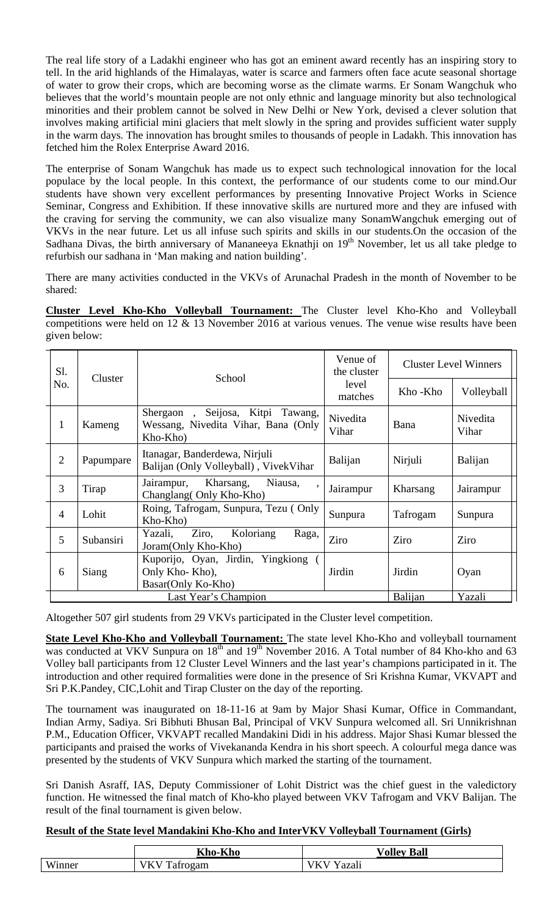The real life story of a Ladakhi engineer who has got an eminent award recently has an inspiring story to tell. In the arid highlands of the Himalayas, water is scarce and farmers often face acute seasonal shortage of water to grow their crops, which are becoming worse as the climate warms. Er Sonam Wangchuk who believes that the world's mountain people are not only ethnic and language minority but also technological minorities and their problem cannot be solved in New Delhi or New York, devised a clever solution that involves making artificial mini glaciers that melt slowly in the spring and provides sufficient water supply in the warm days. The innovation has brought smiles to thousands of people in Ladakh. This innovation has fetched him the Rolex Enterprise Award 2016.

The enterprise of Sonam Wangchuk has made us to expect such technological innovation for the local populace by the local people. In this context, the performance of our students come to our mind.Our students have shown very excellent performances by presenting Innovative Project Works in Science Seminar, Congress and Exhibition. If these innovative skills are nurtured more and they are infused with the craving for serving the community, we can also visualize many SonamWangchuk emerging out of VKVs in the near future. Let us all infuse such spirits and skills in our students.On the occasion of the Sadhana Divas, the birth anniversary of Mananeeya Eknathji on 19[th] November, let us all take pledge to refurbish our sadhana in 'Man making and nation building'.

There are many activities conducted in the VKVs of Arunachal Pradesh in the month of November to be shared:

**Cluster Level Kho-Kho Volleyball Tournament:** The Cluster level Kho-Kho and Volleyball competitions were held on 12 & 13 November 2016 at various venues. The venue wise results have been given below:

| Sl. No. | Cluster | School | Venue of the cluster level matches | Cluster Level Winners | |
|---|---|---|---|---|---|
| | | | | Kho -Kho | Volleyball |
| 1 | Kameng | Shergaon , Seijosa, Kitpi Tawang, Wessang, Nivedita Vihar, Bana (Only Kho-Kho) | Nivedita Vihar | Bana | Nivedita Vihar |
| 2 | Papumpare | Itanagar, Banderdewa, Nirjuli Balijan (Only Volleyball) , VivekVihar | Balijan | Nirjuli | Balijan |
| 3 | Tirap | Jairampur, Kharsang, Niausa, , Changlang( Only Kho-Kho) | Jairampur | Kharsang | Jairampur |
| 4 | Lohit | Roing, Tafrogam, Sunpura, Tezu ( Only Kho-Kho) | Sunpura | Tafrogam | Sunpura |
| 5 | Subansiri | Yazali, Ziro, Koloriang Raga, Joram(Only Kho-Kho) | Ziro | Ziro | Ziro |
| 6 | Siang | Kuporijo, Oyan, Jirdin, Yingkiong ( Only Kho- Kho), Basar(Only Ko-Kho) | Jirdin | Jirdin | Oyan |
| Last Year's Champion | | | | Balijan | Yazali |

Altogether 507 girl students from 29 VKVs participated in the Cluster level competition.

**State Level Kho-Kho and Volleyball Tournament:** The state level Kho-Kho and volleyball tournament was conducted at VKV Sunpura on 18[th] and 19[th] November 2016. A Total number of 84 Kho-kho and 63 Volley ball participants from 12 Cluster Level Winners and the last year's champions participated in it. The introduction and other required formalities were done in the presence of Sri Krishna Kumar, VKVAPT and Sri P.K.Pandey, CIC,Lohit and Tirap Cluster on the day of the reporting.

The tournament was inaugurated on 18-11-16 at 9am by Major Shasi Kumar, Office in Commandant, Indian Army, Sadiya. Sri Bibhuti Bhusan Bal, Principal of VKV Sunpura welcomed all. Sri Unnikrishnan P.M., Education Officer, VKVAPT recalled Mandakini Didi in his address. Major Shasi Kumar blessed the participants and praised the works of Vivekananda Kendra in his short speech. A colourful mega dance was presented by the students of VKV Sunpura which marked the starting of the tournament.

Sri Danish Asraff, IAS, Deputy Commissioner of Lohit District was the chief guest in the valedictory function. He witnessed the final match of Kho-kho played between VKV Tafrogam and VKV Balijan. The result of the final tournament is given below.

**Result of the State level Mandakini Kho-Kho and InterVKV Volleyball Tournament (Girls)**

| | Kho-Kho | Volley Ball |
|---|---|---|
| Winner | VKV Tafrogam | VKV Yazali |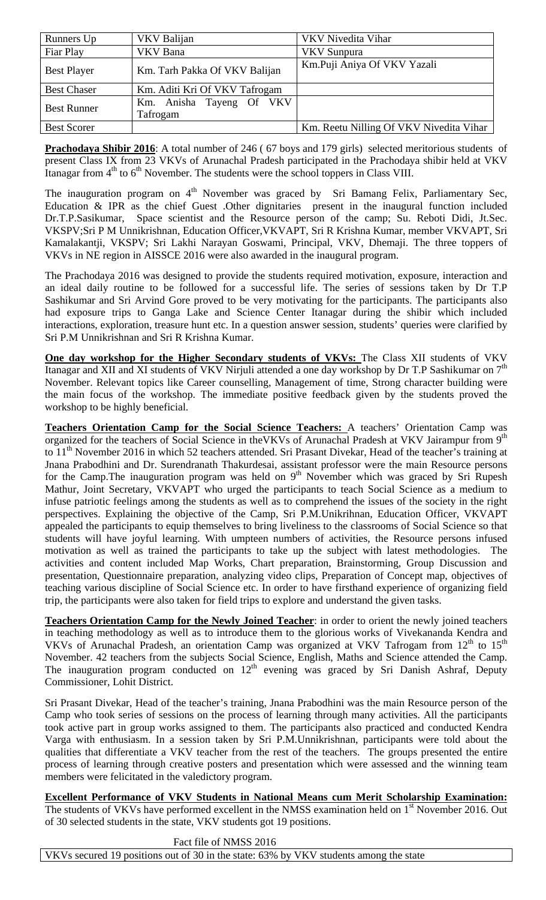| Runners Up | VKV Balijan | VKV Nivedita Vihar |
|---|---|---|
| Fiar Play | VKV Bana | VKV Sunpura |
| Best Player | Km. Tarh Pakka Of VKV Balijan | Km.Puji Aniya Of VKV Yazali |
| Best Chaser | Km. Aditi Kri Of VKV Tafrogam | |
| Best Runner | Km. Anisha Tayeng Of VKV Tafrogam | |
| Best Scorer | | Km. Reetu Nilling Of VKV Nivedita Vihar |

**Prachodaya Shibir 2016**: A total number of 246 ( 67 boys and 179 girls) selected meritorious students of present Class IX from 23 VKVs of Arunachal Pradesh participated in the Prachodaya shibir held at VKV Itanagar from 4th to 6th November. The students were the school toppers in Class VIII.

The inauguration program on 4th November was graced by Sri Bamang Felix, Parliamentary Sec, Education & IPR as the chief Guest .Other dignitaries present in the inaugural function included Dr.T.P.Sasikumar, Space scientist and the Resource person of the camp; Su. Reboti Didi, Jt.Sec. VKSPV;Sri P M Unnikrishnan, Education Officer,VKVAPT, Sri R Krishna Kumar, member VKVAPT, Sri Kamalakantji, VKSPV; Sri Lakhi Narayan Goswami, Principal, VKV, Dhemaji. The three toppers of VKVs in NE region in AISSCE 2016 were also awarded in the inaugural program.

The Prachodaya 2016 was designed to provide the students required motivation, exposure, interaction and an ideal daily routine to be followed for a successful life. The series of sessions taken by Dr T.P Sashikumar and Sri Arvind Gore proved to be very motivating for the participants. The participants also had exposure trips to Ganga Lake and Science Center Itanagar during the shibir which included interactions, exploration, treasure hunt etc. In a question answer session, students' queries were clarified by Sri P.M Unnikrishnan and Sri R Krishna Kumar.

**One day workshop for the Higher Secondary students of VKVs:** The Class XII students of VKV Itanagar and XII and XI students of VKV Nirjuli attended a one day workshop by Dr T.P Sashikumar on 7th November. Relevant topics like Career counselling, Management of time, Strong character building were the main focus of the workshop. The immediate positive feedback given by the students proved the workshop to be highly beneficial.

**Teachers Orientation Camp for the Social Science Teachers:** A teachers' Orientation Camp was organized for the teachers of Social Science in theVKVs of Arunachal Pradesh at VKV Jairampur from 9th to 11th November 2016 in which 52 teachers attended. Sri Prasant Divekar, Head of the teacher's training at Jnana Prabodhini and Dr. Surendranath Thakurdesai, assistant professor were the main Resource persons for the Camp.The inauguration program was held on 9th November which was graced by Sri Rupesh Mathur, Joint Secretary, VKVAPT who urged the participants to teach Social Science as a medium to infuse patriotic feelings among the students as well as to comprehend the issues of the society in the right perspectives. Explaining the objective of the Camp, Sri P.M.Unikrihnan, Education Officer, VKVAPT appealed the participants to equip themselves to bring liveliness to the classrooms of Social Science so that students will have joyful learning. With umpteen numbers of activities, the Resource persons infused motivation as well as trained the participants to take up the subject with latest methodologies. The activities and content included Map Works, Chart preparation, Brainstorming, Group Discussion and presentation, Questionnaire preparation, analyzing video clips, Preparation of Concept map, objectives of teaching various discipline of Social Science etc. In order to have firsthand experience of organizing field trip, the participants were also taken for field trips to explore and understand the given tasks.

**Teachers Orientation Camp for the Newly Joined Teacher**: in order to orient the newly joined teachers in teaching methodology as well as to introduce them to the glorious works of Vivekananda Kendra and VKVs of Arunachal Pradesh, an orientation Camp was organized at VKV Tafrogam from 12th to 15th November. 42 teachers from the subjects Social Science, English, Maths and Science attended the Camp. The inauguration program conducted on 12th evening was graced by Sri Danish Ashraf, Deputy Commissioner, Lohit District.

Sri Prasant Divekar, Head of the teacher's training, Jnana Prabodhini was the main Resource person of the Camp who took series of sessions on the process of learning through many activities. All the participants took active part in group works assigned to them. The participants also practiced and conducted Kendra Varga with enthusiasm. In a session taken by Sri P.M.Unnikrishnan, participants were told about the qualities that differentiate a VKV teacher from the rest of the teachers. The groups presented the entire process of learning through creative posters and presentation which were assessed and the winning team members were felicitated in the valedictory program.

**Excellent Performance of VKV Students in National Means cum Merit Scholarship Examination:** The students of VKVs have performed excellent in the NMSS examination held on 1st November 2016. Out of 30 selected students in the state, VKV students got 19 positions.

| Fact file of NMSS 2016 |
|---|
| VKVs secured 19 positions out of 30 in the state: 63% by VKV students among the state |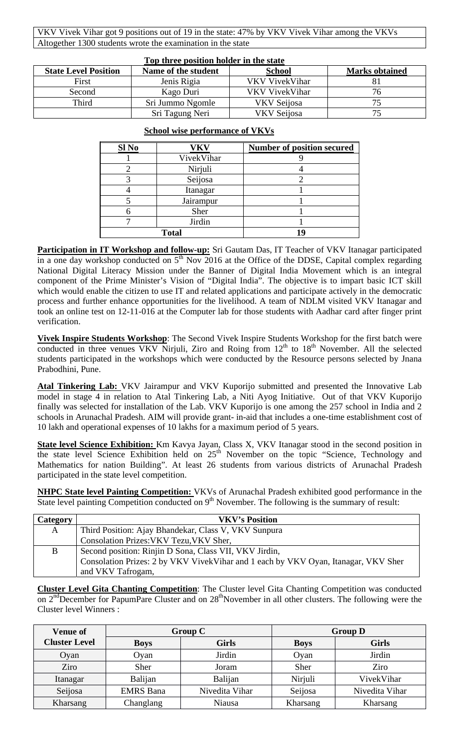| VKV Vivek Vihar got 9 positions out of 19 in the state: 47% by VKV Vivek Vihar among the VKVs |
|---|
| Altogether 1300 students wrote the examination in the state |

**Top three position holder in the state**

| State Level Position | Name of the student | School | Marks obtained |
|---|---|---|---|
| First | Jenis Rigia | VKV VivekVihar | 81 |
| Second | Kago Duri | VKV VivekVihar | 76 |
| Third | Sri Jummo Ngomle | VKV Seijosa | 75 |
| | Sri Tagung Neri | VKV Seijosa | 75 |

**School wise performance of VKVs**

| Sl No | VKV | Number of position secured |
|---|---|---|
| 1 | VivekVihar | 9 |
| 2 | Nirjuli | 4 |
| 3 | Seijosa | 2 |
| 4 | Itanagar | 1 |
| 5 | Jairampur | 1 |
| 6 | Sher | 1 |
| 7 | Jirdin | 1 |
| **Total** | | **19** |

**Participation in IT Workshop and follow-up:** Sri Gautam Das, IT Teacher of VKV Itanagar participated in a one day workshop conducted on 5th Nov 2016 at the Office of the DDSE, Capital complex regarding National Digital Literacy Mission under the Banner of Digital India Movement which is an integral component of the Prime Minister's Vision of "Digital India". The objective is to impart basic ICT skill which would enable the citizen to use IT and related applications and participate actively in the democratic process and further enhance opportunities for the livelihood. A team of NDLM visited VKV Itanagar and took an online test on 12-11-016 at the Computer lab for those students with Aadhar card after finger print verification.

**Vivek Inspire Students Workshop**: The Second Vivek Inspire Students Workshop for the first batch were conducted in three venues VKV Nirjuli, Ziro and Roing from 12th to 18th November. All the selected students participated in the workshops which were conducted by the Resource persons selected by Jnana Prabodhini, Pune.

**Atal Tinkering Lab:** VKV Jairampur and VKV Kuporijo submitted and presented the Innovative Lab model in stage 4 in relation to Atal Tinkering Lab, a Niti Ayog Initiative. Out of that VKV Kuporijo finally was selected for installation of the Lab. VKV Kuporijo is one among the 257 school in India and 2 schools in Arunachal Pradesh. AIM will provide grant- in-aid that includes a one-time establishment cost of 10 lakh and operational expenses of 10 lakhs for a maximum period of 5 years.

**State level Science Exhibition:** Km Kavya Jayan, Class X, VKV Itanagar stood in the second position in the state level Science Exhibition held on 25th November on the topic "Science, Technology and Mathematics for nation Building". At least 26 students from various districts of Arunachal Pradesh participated in the state level competition.

**NHPC State level Painting Competition:** VKVs of Arunachal Pradesh exhibited good performance in the State level painting Competition conducted on 9th November. The following is the summary of result:

| Category | VKV's Position |
|---|---|
| A | Third Position: Ajay Bhandekar, Class V, VKV Sunpura<br>Consolation Prizes:VKV Tezu,VKV Sher, |
| B | Second position: Rinjin D Sona, Class VII, VKV Jirdin,<br>Consolation Prizes: 2 by VKV VivekVihar and 1 each by VKV Oyan, Itanagar, VKV Sher and VKV Tafrogam, |

**Cluster Level Gita Chanting Competition**: The Cluster level Gita Chanting Competition was conducted on 2nd December for PapumPare Cluster and on 28th November in all other clusters. The following were the Cluster level Winners :

| Venue of Cluster Level | Group C | | Group D | |
|---|---|---|---|---|
| | Boys | Girls | Boys | Girls |
| Oyan | Oyan | Jirdin | Oyan | Jirdin |
| Ziro | Sher | Joram | Sher | Ziro |
| Itanagar | Balijan | Balijan | Nirjuli | VivekVihar |
| Seijosa | EMRS Bana | Nivedita Vihar | Seijosa | Nivedita Vihar |
| Kharsang | Changlang | Niausa | Kharsang | Kharsang |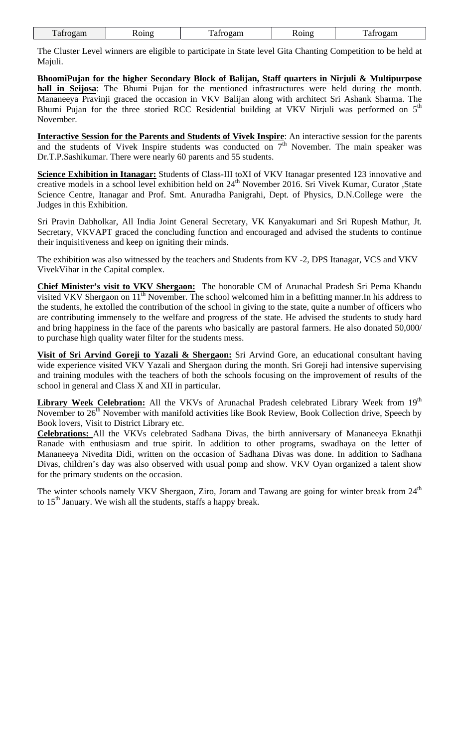| | | | | |
|---|---|---|---|---|
| Tafrogam | Roing | Tafrogam | Roing | Tafrogam |

The Cluster Level winners are eligible to participate in State level Gita Chanting Competition to be held at Majuli.

**BhoomiPujan for the higher Secondary Block of Balijan, Staff quarters in Nirjuli & Multipurpose hall in Seijosa**: The Bhumi Pujan for the mentioned infrastructures were held during the month. Mananeeya Pravinji graced the occasion in VKV Balijan along with architect Sri Ashank Sharma. The Bhumi Pujan for the three storied RCC Residential building at VKV Nirjuli was performed on 5th November.

**Interactive Session for the Parents and Students of Vivek Inspire**: An interactive session for the parents and the students of Vivek Inspire students was conducted on 7th November. The main speaker was Dr.T.P.Sashikumar. There were nearly 60 parents and 55 students.

**Science Exhibition in Itanagar:** Students of Class-III toXI of VKV Itanagar presented 123 innovative and creative models in a school level exhibition held on 24th November 2016. Sri Vivek Kumar, Curator ,State Science Centre, Itanagar and Prof. Smt. Anuradha Panigrahi, Dept. of Physics, D.N.College were the Judges in this Exhibition.

Sri Pravin Dabholkar, All India Joint General Secretary, VK Kanyakumari and Sri Rupesh Mathur, Jt. Secretary, VKVAPT graced the concluding function and encouraged and advised the students to continue their inquisitiveness and keep on igniting their minds.

The exhibition was also witnessed by the teachers and Students from KV -2, DPS Itanagar, VCS and VKV VivekVihar in the Capital complex.

**Chief Minister's visit to VKV Shergaon:** The honorable CM of Arunachal Pradesh Sri Pema Khandu visited VKV Shergaon on 11th November. The school welcomed him in a befitting manner.In his address to the students, he extolled the contribution of the school in giving to the state, quite a number of officers who are contributing immensely to the welfare and progress of the state. He advised the students to study hard and bring happiness in the face of the parents who basically are pastoral farmers. He also donated 50,000/ to purchase high quality water filter for the students mess.

**Visit of Sri Arvind Goreji to Yazali & Shergaon:** Sri Arvind Gore, an educational consultant having wide experience visited VKV Yazali and Shergaon during the month. Sri Goreji had intensive supervising and training modules with the teachers of both the schools focusing on the improvement of results of the school in general and Class X and XII in particular.

**Library Week Celebration:** All the VKVs of Arunachal Pradesh celebrated Library Week from 19th November to 26th November with manifold activities like Book Review, Book Collection drive, Speech by Book lovers, Visit to District Library etc.

**Celebrations:** All the VKVs celebrated Sadhana Divas, the birth anniversary of Mananeeya Eknathji Ranade with enthusiasm and true spirit. In addition to other programs, swadhaya on the letter of Mananeeya Nivedita Didi, written on the occasion of Sadhana Divas was done. In addition to Sadhana Divas, children's day was also observed with usual pomp and show. VKV Oyan organized a talent show for the primary students on the occasion.

The winter schools namely VKV Shergaon, Ziro, Joram and Tawang are going for winter break from 24th to 15th January. We wish all the students, staffs a happy break.